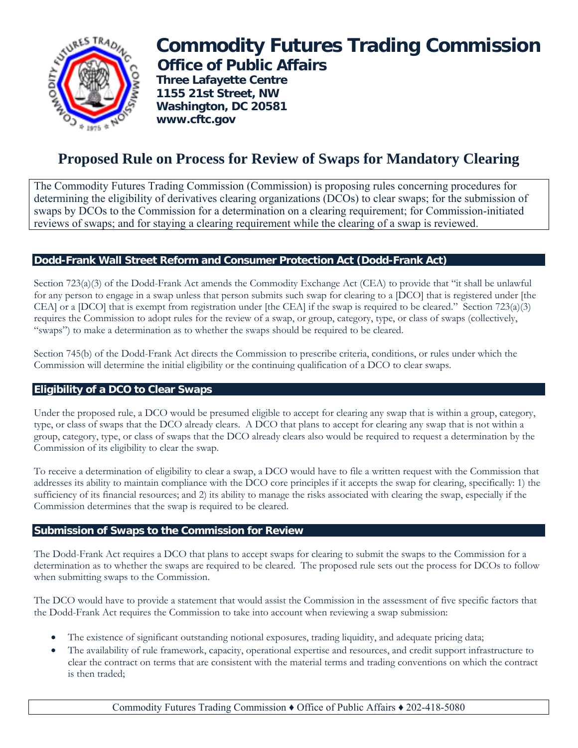# Commodity Futures Trading Commission

## Office of Public Affairs

**Three Lafayette Centre**
**1155 21st Street, NW**
**Washington, DC 20581**
**www.cftc.gov**

# Proposed Rule on Process for Review of Swaps for Mandatory Clearing

The Commodity Futures Trading Commission (Commission) is proposing rules concerning procedures for determining the eligibility of derivatives clearing organizations (DCOs) to clear swaps; for the submission of swaps by DCOs to the Commission for a determination on a clearing requirement; for Commission-initiated reviews of swaps; and for staying a clearing requirement while the clearing of a swap is reviewed.

## Dodd-Frank Wall Street Reform and Consumer Protection Act (Dodd-Frank Act)

Section 723(a)(3) of the Dodd-Frank Act amends the Commodity Exchange Act (CEA) to provide that "it shall be unlawful for any person to engage in a swap unless that person submits such swap for clearing to a [DCO] that is registered under [the CEA] or a [DCO] that is exempt from registration under [the CEA] if the swap is required to be cleared." Section 723(a)(3) requires the Commission to adopt rules for the review of a swap, or group, category, type, or class of swaps (collectively, "swaps") to make a determination as to whether the swaps should be required to be cleared.

Section 745(b) of the Dodd-Frank Act directs the Commission to prescribe criteria, conditions, or rules under which the Commission will determine the initial eligibility or the continuing qualification of a DCO to clear swaps.

## Eligibility of a DCO to Clear Swaps

Under the proposed rule, a DCO would be presumed eligible to accept for clearing any swap that is within a group, category, type, or class of swaps that the DCO already clears. A DCO that plans to accept for clearing any swap that is not within a group, category, type, or class of swaps that the DCO already clears also would be required to request a determination by the Commission of its eligibility to clear the swap.

To receive a determination of eligibility to clear a swap, a DCO would have to file a written request with the Commission that addresses its ability to maintain compliance with the DCO core principles if it accepts the swap for clearing, specifically: 1) the sufficiency of its financial resources; and 2) its ability to manage the risks associated with clearing the swap, especially if the Commission determines that the swap is required to be cleared.

## Submission of Swaps to the Commission for Review

The Dodd-Frank Act requires a DCO that plans to accept swaps for clearing to submit the swaps to the Commission for a determination as to whether the swaps are required to be cleared. The proposed rule sets out the process for DCOs to follow when submitting swaps to the Commission.

The DCO would have to provide a statement that would assist the Commission in the assessment of five specific factors that the Dodd-Frank Act requires the Commission to take into account when reviewing a swap submission:

- The existence of significant outstanding notional exposures, trading liquidity, and adequate pricing data;
- The availability of rule framework, capacity, operational expertise and resources, and credit support infrastructure to clear the contract on terms that are consistent with the material terms and trading conventions on which the contract is then traded;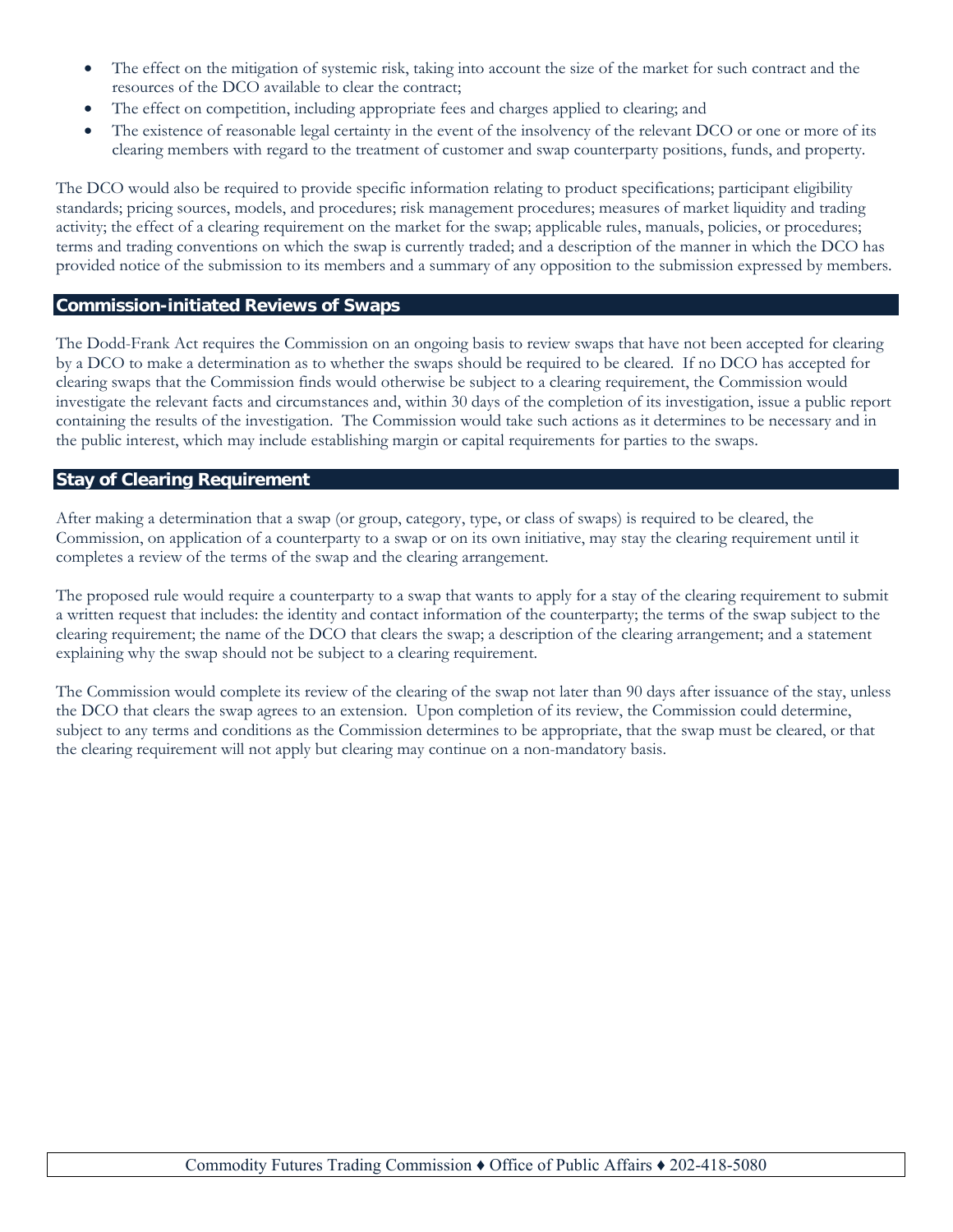- The effect on the mitigation of systemic risk, taking into account the size of the market for such contract and the resources of the DCO available to clear the contract;
- The effect on competition, including appropriate fees and charges applied to clearing; and
- The existence of reasonable legal certainty in the event of the insolvency of the relevant DCO or one or more of its clearing members with regard to the treatment of customer and swap counterparty positions, funds, and property.

The DCO would also be required to provide specific information relating to product specifications; participant eligibility standards; pricing sources, models, and procedures; risk management procedures; measures of market liquidity and trading activity; the effect of a clearing requirement on the market for the swap; applicable rules, manuals, policies, or procedures; terms and trading conventions on which the swap is currently traded; and a description of the manner in which the DCO has provided notice of the submission to its members and a summary of any opposition to the submission expressed by members.

## Commission-initiated Reviews of Swaps

The Dodd-Frank Act requires the Commission on an ongoing basis to review swaps that have not been accepted for clearing by a DCO to make a determination as to whether the swaps should be required to be cleared. If no DCO has accepted for clearing swaps that the Commission finds would otherwise be subject to a clearing requirement, the Commission would investigate the relevant facts and circumstances and, within 30 days of the completion of its investigation, issue a public report containing the results of the investigation. The Commission would take such actions as it determines to be necessary and in the public interest, which may include establishing margin or capital requirements for parties to the swaps.

## Stay of Clearing Requirement

After making a determination that a swap (or group, category, type, or class of swaps) is required to be cleared, the Commission, on application of a counterparty to a swap or on its own initiative, may stay the clearing requirement until it completes a review of the terms of the swap and the clearing arrangement.

The proposed rule would require a counterparty to a swap that wants to apply for a stay of the clearing requirement to submit a written request that includes: the identity and contact information of the counterparty; the terms of the swap subject to the clearing requirement; the name of the DCO that clears the swap; a description of the clearing arrangement; and a statement explaining why the swap should not be subject to a clearing requirement.

The Commission would complete its review of the clearing of the swap not later than 90 days after issuance of the stay, unless the DCO that clears the swap agrees to an extension. Upon completion of its review, the Commission could determine, subject to any terms and conditions as the Commission determines to be appropriate, that the swap must be cleared, or that the clearing requirement will not apply but clearing may continue on a non-mandatory basis.